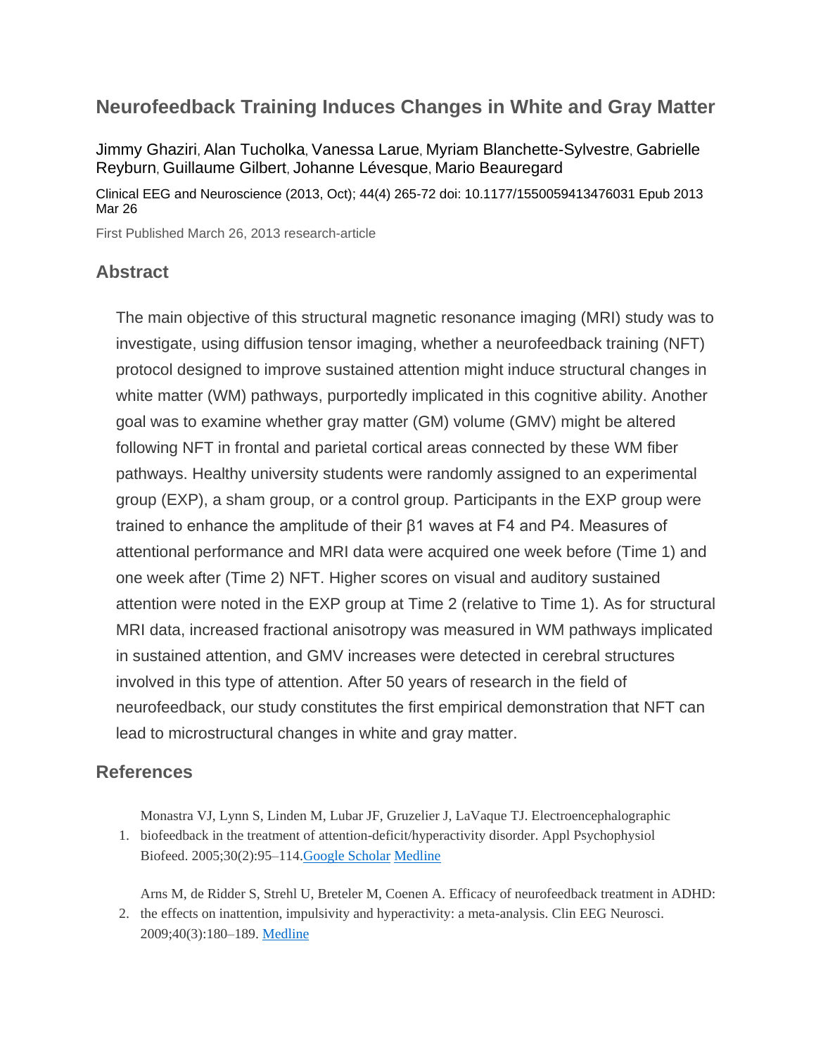# Neurofeedback Training Induces Changes in White and Gray Matter

Jimmy Ghaziri, Alan Tucholka, Vanessa Larue, Myriam Blanchette-Sylvestre, Gabrielle Reyburn, Guillaume Gilbert, Johanne Lévesque, Mario Beauregard

Clinical EEG and Neuroscience (2013, Oct); 44(4) 265-72 doi: 10.1177/1550059413476031 Epub 2013 Mar 26

First Published March 26, 2013 research-article

## Abstract

The main objective of this structural magnetic resonance imaging (MRI) study was to investigate, using diffusion tensor imaging, whether a neurofeedback training (NFT) protocol designed to improve sustained attention might induce structural changes in white matter (WM) pathways, purportedly implicated in this cognitive ability. Another goal was to examine whether gray matter (GM) volume (GMV) might be altered following NFT in frontal and parietal cortical areas connected by these WM fiber pathways. Healthy university students were randomly assigned to an experimental group (EXP), a sham group, or a control group. Participants in the EXP group were trained to enhance the amplitude of their β1 waves at F4 and P4. Measures of attentional performance and MRI data were acquired one week before (Time 1) and one week after (Time 2) NFT. Higher scores on visual and auditory sustained attention were noted in the EXP group at Time 2 (relative to Time 1). As for structural MRI data, increased fractional anisotropy was measured in WM pathways implicated in sustained attention, and GMV increases were detected in cerebral structures involved in this type of attention. After 50 years of research in the field of neurofeedback, our study constitutes the first empirical demonstration that NFT can lead to microstructural changes in white and gray matter.

## References

1. Monastra VJ, Lynn S, Linden M, Lubar JF, Gruzelier J, LaVaque TJ. Electroencephalographic biofeedback in the treatment of attention-deficit/hyperactivity disorder. Appl Psychophysiol Biofeed. 2005;30(2):95–114.Google Scholar Medline
2. Arns M, de Ridder S, Strehl U, Breteler M, Coenen A. Efficacy of neurofeedback treatment in ADHD: the effects on inattention, impulsivity and hyperactivity: a meta-analysis. Clin EEG Neurosci. 2009;40(3):180–189. Medline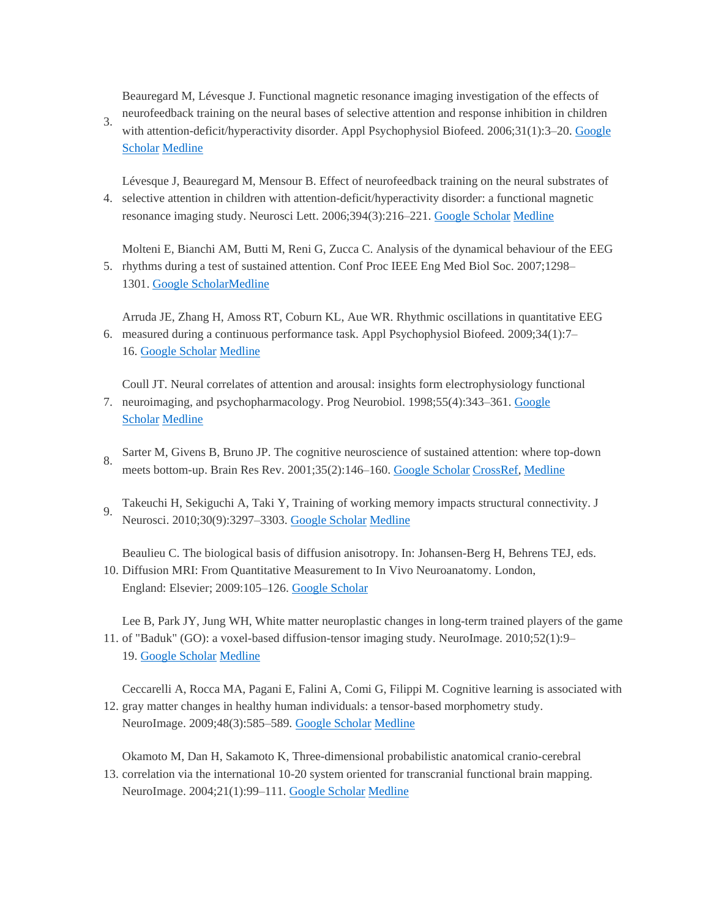3. Beauregard M, Lévesque J. Functional magnetic resonance imaging investigation of the effects of neurofeedback training on the neural bases of selective attention and response inhibition in children with attention-deficit/hyperactivity disorder. Appl Psychophysiol Biofeed. 2006;31(1):3–20. Google Scholar Medline

4. Lévesque J, Beauregard M, Mensour B. Effect of neurofeedback training on the neural substrates of selective attention in children with attention-deficit/hyperactivity disorder: a functional magnetic resonance imaging study. Neurosci Lett. 2006;394(3):216–221. Google Scholar Medline

5. Molteni E, Bianchi AM, Butti M, Reni G, Zucca C. Analysis of the dynamical behaviour of the EEG rhythms during a test of sustained attention. Conf Proc IEEE Eng Med Biol Soc. 2007;1298–1301. Google ScholarMedline

6. Arruda JE, Zhang H, Amoss RT, Coburn KL, Aue WR. Rhythmic oscillations in quantitative EEG measured during a continuous performance task. Appl Psychophysiol Biofeed. 2009;34(1):7–16. Google Scholar Medline

7. Coull JT. Neural correlates of attention and arousal: insights form electrophysiology functional neuroimaging, and psychopharmacology. Prog Neurobiol. 1998;55(4):343–361. Google Scholar Medline

8. Sarter M, Givens B, Bruno JP. The cognitive neuroscience of sustained attention: where top-down meets bottom-up. Brain Res Rev. 2001;35(2):146–160. Google Scholar CrossRef, Medline

9. Takeuchi H, Sekiguchi A, Taki Y, Training of working memory impacts structural connectivity. J Neurosci. 2010;30(9):3297–3303. Google Scholar Medline

10. Beaulieu C. The biological basis of diffusion anisotropy. In: Johansen-Berg H, Behrens TEJ, eds. Diffusion MRI: From Quantitative Measurement to In Vivo Neuroanatomy. London, England: Elsevier; 2009:105–126. Google Scholar

11. Lee B, Park JY, Jung WH, White matter neuroplastic changes in long-term trained players of the game of "Baduk" (GO): a voxel-based diffusion-tensor imaging study. NeuroImage. 2010;52(1):9–19. Google Scholar Medline

12. Ceccarelli A, Rocca MA, Pagani E, Falini A, Comi G, Filippi M. Cognitive learning is associated with gray matter changes in healthy human individuals: a tensor-based morphometry study. NeuroImage. 2009;48(3):585–589. Google Scholar Medline

13. Okamoto M, Dan H, Sakamoto K, Three-dimensional probabilistic anatomical cranio-cerebral correlation via the international 10-20 system oriented for transcranial functional brain mapping. NeuroImage. 2004;21(1):99–111. Google Scholar Medline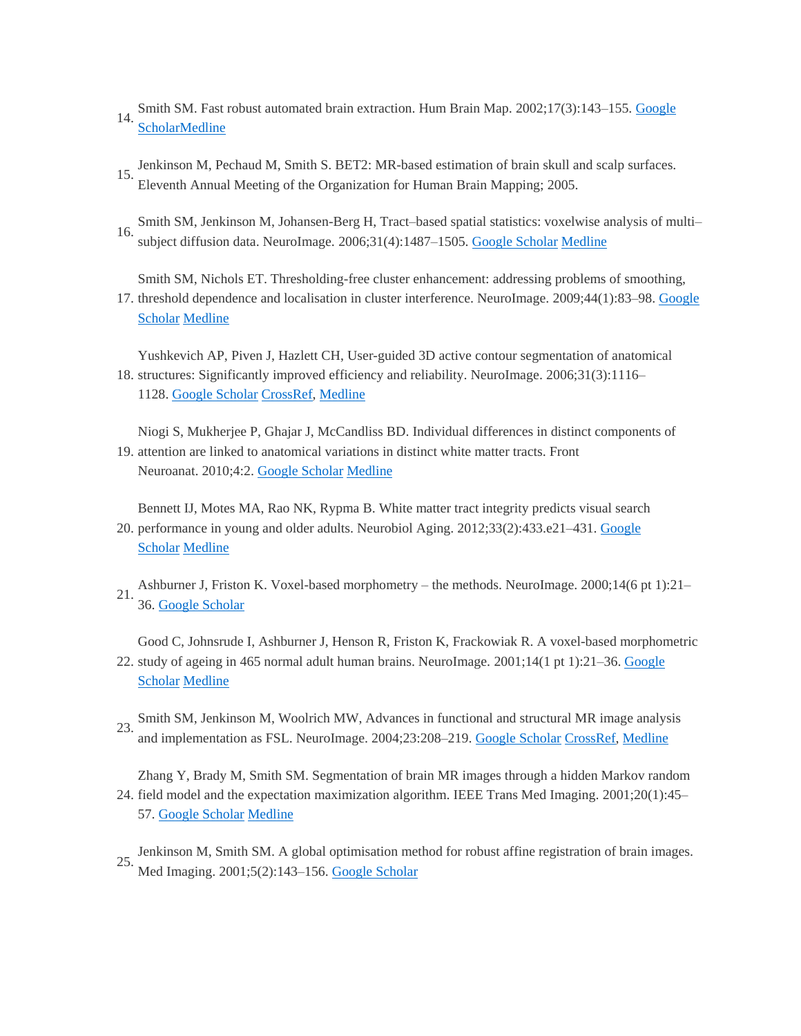14. Smith SM. Fast robust automated brain extraction. Hum Brain Map. 2002;17(3):143–155. Google ScholarMedline

15. Jenkinson M, Pechaud M, Smith S. BET2: MR-based estimation of brain skull and scalp surfaces. Eleventh Annual Meeting of the Organization for Human Brain Mapping; 2005.

16. Smith SM, Jenkinson M, Johansen-Berg H, Tract–based spatial statistics: voxelwise analysis of multi–subject diffusion data. NeuroImage. 2006;31(4):1487–1505. Google Scholar Medline

17. Smith SM, Nichols ET. Thresholding-free cluster enhancement: addressing problems of smoothing, threshold dependence and localisation in cluster interference. NeuroImage. 2009;44(1):83–98. Google Scholar Medline

18. Yushkevich AP, Piven J, Hazlett CH, User-guided 3D active contour segmentation of anatomical structures: Significantly improved efficiency and reliability. NeuroImage. 2006;31(3):1116–1128. Google Scholar CrossRef, Medline

19. Niogi S, Mukherjee P, Ghajar J, McCandliss BD. Individual differences in distinct components of attention are linked to anatomical variations in distinct white matter tracts. Front Neuroanat. 2010;4:2. Google Scholar Medline

20. Bennett IJ, Motes MA, Rao NK, Rypma B. White matter tract integrity predicts visual search performance in young and older adults. Neurobiol Aging. 2012;33(2):433.e21–431. Google Scholar Medline

21. Ashburner J, Friston K. Voxel-based morphometry – the methods. NeuroImage. 2000;14(6 pt 1):21–36. Google Scholar

22. Good C, Johnsrude I, Ashburner J, Henson R, Friston K, Frackowiak R. A voxel-based morphometric study of ageing in 465 normal adult human brains. NeuroImage. 2001;14(1 pt 1):21–36. Google Scholar Medline

23. Smith SM, Jenkinson M, Woolrich MW, Advances in functional and structural MR image analysis and implementation as FSL. NeuroImage. 2004;23:208–219. Google Scholar CrossRef, Medline

24. Zhang Y, Brady M, Smith SM. Segmentation of brain MR images through a hidden Markov random field model and the expectation maximization algorithm. IEEE Trans Med Imaging. 2001;20(1):45–57. Google Scholar Medline

25. Jenkinson M, Smith SM. A global optimisation method for robust affine registration of brain images. Med Imaging. 2001;5(2):143–156. Google Scholar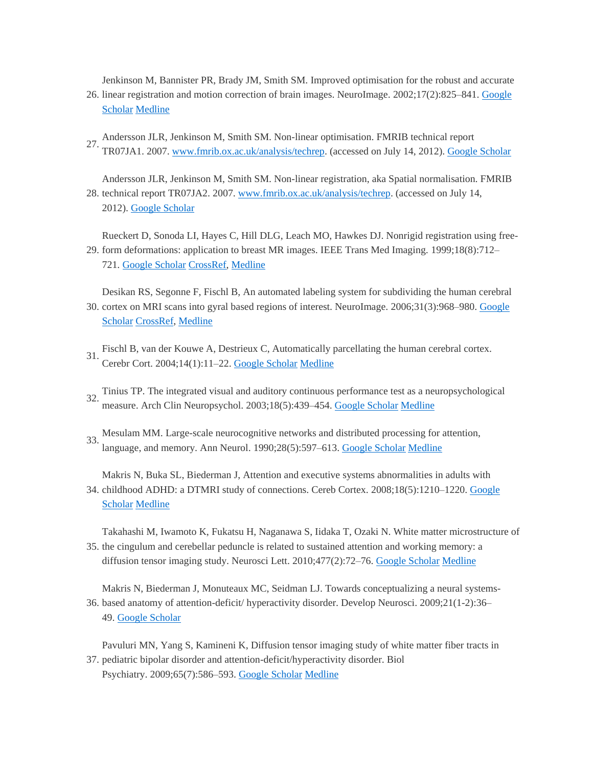26. Jenkinson M, Bannister PR, Brady JM, Smith SM. Improved optimisation for the robust and accurate linear registration and motion correction of brain images. NeuroImage. 2002;17(2):825–841. Google Scholar Medline

27. Andersson JLR, Jenkinson M, Smith SM. Non-linear optimisation. FMRIB technical report TR07JA1. 2007. www.fmrib.ox.ac.uk/analysis/techrep. (accessed on July 14, 2012). Google Scholar

28. Andersson JLR, Jenkinson M, Smith SM. Non-linear registration, aka Spatial normalisation. FMRIB technical report TR07JA2. 2007. www.fmrib.ox.ac.uk/analysis/techrep. (accessed on July 14, 2012). Google Scholar

29. Rueckert D, Sonoda LI, Hayes C, Hill DLG, Leach MO, Hawkes DJ. Nonrigid registration using free-form deformations: application to breast MR images. IEEE Trans Med Imaging. 1999;18(8):712–721. Google Scholar CrossRef, Medline

30. Desikan RS, Segonne F, Fischl B, An automated labeling system for subdividing the human cerebral cortex on MRI scans into gyral based regions of interest. NeuroImage. 2006;31(3):968–980. Google Scholar CrossRef, Medline

31. Fischl B, van der Kouwe A, Destrieux C, Automatically parcellating the human cerebral cortex. Cerebr Cort. 2004;14(1):11–22. Google Scholar Medline

32. Tinius TP. The integrated visual and auditory continuous performance test as a neuropsychological measure. Arch Clin Neuropsychol. 2003;18(5):439–454. Google Scholar Medline

33. Mesulam MM. Large-scale neurocognitive networks and distributed processing for attention, language, and memory. Ann Neurol. 1990;28(5):597–613. Google Scholar Medline

34. Makris N, Buka SL, Biederman J, Attention and executive systems abnormalities in adults with childhood ADHD: a DTMRI study of connections. Cereb Cortex. 2008;18(5):1210–1220. Google Scholar Medline

35. Takahashi M, Iwamoto K, Fukatsu H, Naganawa S, Iidaka T, Ozaki N. White matter microstructure of the cingulum and cerebellar peduncle is related to sustained attention and working memory: a diffusion tensor imaging study. Neurosci Lett. 2010;477(2):72–76. Google Scholar Medline

36. Makris N, Biederman J, Monuteaux MC, Seidman LJ. Towards conceptualizing a neural systems-based anatomy of attention-deficit/ hyperactivity disorder. Develop Neurosci. 2009;21(1-2):36–49. Google Scholar

37. Pavuluri MN, Yang S, Kamineni K, Diffusion tensor imaging study of white matter fiber tracts in pediatric bipolar disorder and attention-deficit/hyperactivity disorder. Biol Psychiatry. 2009;65(7):586–593. Google Scholar Medline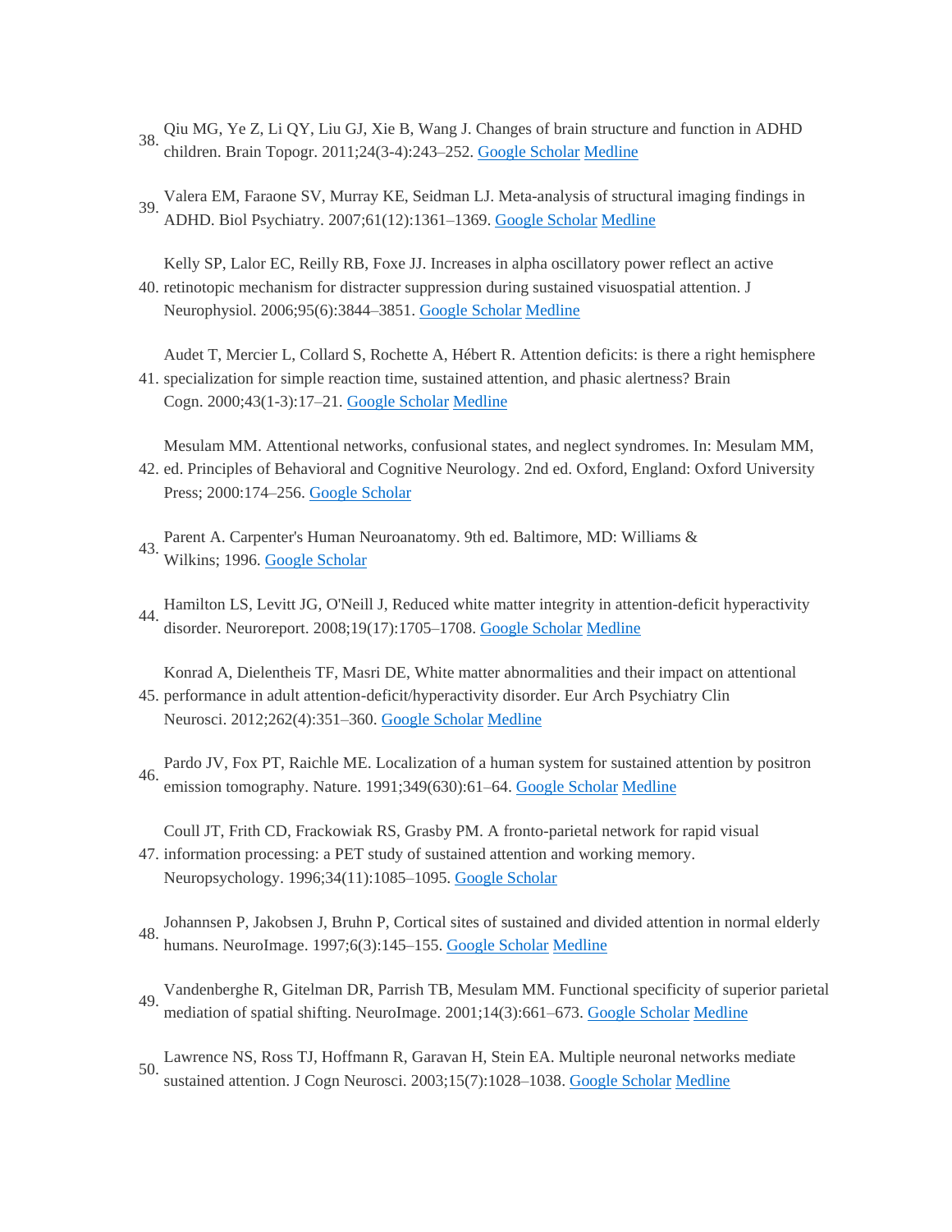38. Qiu MG, Ye Z, Li QY, Liu GJ, Xie B, Wang J. Changes of brain structure and function in ADHD children. Brain Topogr. 2011;24(3-4):243–252. Google Scholar Medline

39. Valera EM, Faraone SV, Murray KE, Seidman LJ. Meta-analysis of structural imaging findings in ADHD. Biol Psychiatry. 2007;61(12):1361–1369. Google Scholar Medline

40. Kelly SP, Lalor EC, Reilly RB, Foxe JJ. Increases in alpha oscillatory power reflect an active retinotopic mechanism for distracter suppression during sustained visuospatial attention. J Neurophysiol. 2006;95(6):3844–3851. Google Scholar Medline

41. Audet T, Mercier L, Collard S, Rochette A, Hébert R. Attention deficits: is there a right hemisphere specialization for simple reaction time, sustained attention, and phasic alertness? Brain Cogn. 2000;43(1-3):17–21. Google Scholar Medline

42. Mesulam MM. Attentional networks, confusional states, and neglect syndromes. In: Mesulam MM, ed. Principles of Behavioral and Cognitive Neurology. 2nd ed. Oxford, England: Oxford University Press; 2000:174–256. Google Scholar

43. Parent A. Carpenter's Human Neuroanatomy. 9th ed. Baltimore, MD: Williams & Wilkins; 1996. Google Scholar

44. Hamilton LS, Levitt JG, O'Neill J, Reduced white matter integrity in attention-deficit hyperactivity disorder. Neuroreport. 2008;19(17):1705–1708. Google Scholar Medline

45. Konrad A, Dielentheis TF, Masri DE, White matter abnormalities and their impact on attentional performance in adult attention-deficit/hyperactivity disorder. Eur Arch Psychiatry Clin Neurosci. 2012;262(4):351–360. Google Scholar Medline

46. Pardo JV, Fox PT, Raichle ME. Localization of a human system for sustained attention by positron emission tomography. Nature. 1991;349(630):61–64. Google Scholar Medline

47. Coull JT, Frith CD, Frackowiak RS, Grasby PM. A fronto-parietal network for rapid visual information processing: a PET study of sustained attention and working memory. Neuropsychology. 1996;34(11):1085–1095. Google Scholar

48. Johannsen P, Jakobsen J, Bruhn P, Cortical sites of sustained and divided attention in normal elderly humans. NeuroImage. 1997;6(3):145–155. Google Scholar Medline

49. Vandenberghe R, Gitelman DR, Parrish TB, Mesulam MM. Functional specificity of superior parietal mediation of spatial shifting. NeuroImage. 2001;14(3):661–673. Google Scholar Medline

50. Lawrence NS, Ross TJ, Hoffmann R, Garavan H, Stein EA. Multiple neuronal networks mediate sustained attention. J Cogn Neurosci. 2003;15(7):1028–1038. Google Scholar Medline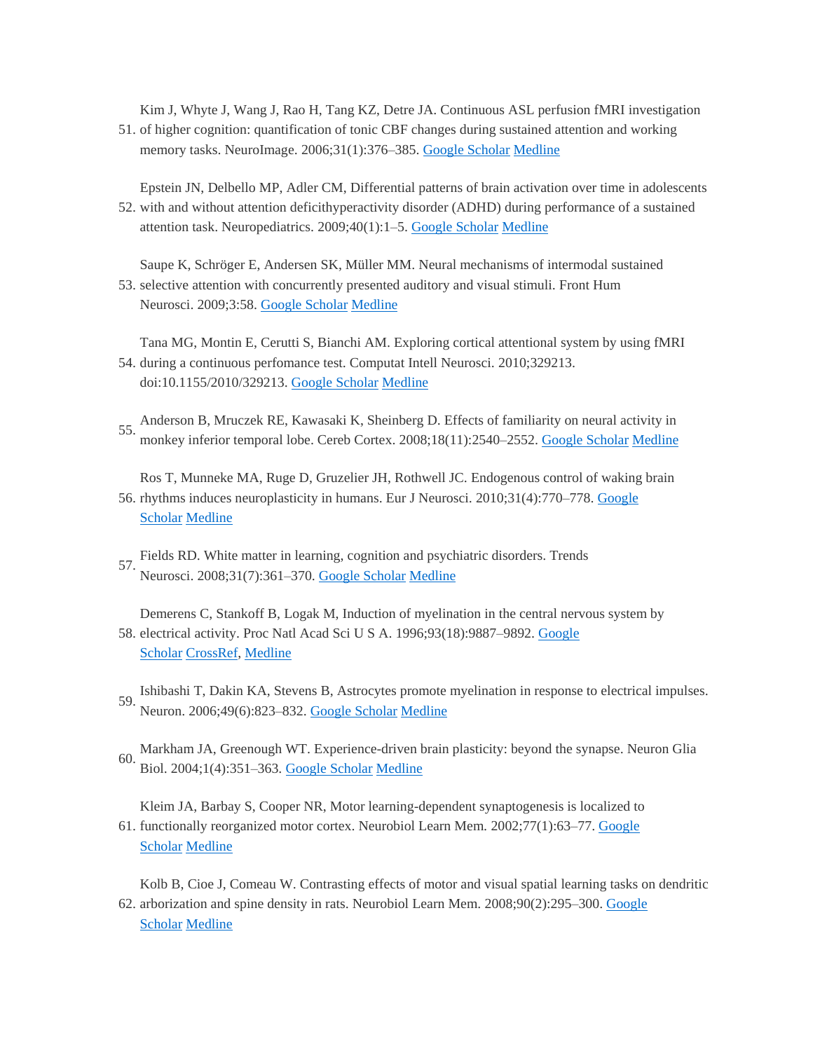51. Kim J, Whyte J, Wang J, Rao H, Tang KZ, Detre JA. Continuous ASL perfusion fMRI investigation of higher cognition: quantification of tonic CBF changes during sustained attention and working memory tasks. NeuroImage. 2006;31(1):376–385. Google Scholar Medline

52. Epstein JN, Delbello MP, Adler CM, Differential patterns of brain activation over time in adolescents with and without attention deficithyperactivity disorder (ADHD) during performance of a sustained attention task. Neuropediatrics. 2009;40(1):1–5. Google Scholar Medline

53. Saupe K, Schröger E, Andersen SK, Müller MM. Neural mechanisms of intermodal sustained selective attention with concurrently presented auditory and visual stimuli. Front Hum Neurosci. 2009;3:58. Google Scholar Medline

54. Tana MG, Montin E, Cerutti S, Bianchi AM. Exploring cortical attentional system by using fMRI during a continuous perfomance test. Computat Intell Neurosci. 2010;329213. doi:10.1155/2010/329213. Google Scholar Medline

55. Anderson B, Mruczek RE, Kawasaki K, Sheinberg D. Effects of familiarity on neural activity in monkey inferior temporal lobe. Cereb Cortex. 2008;18(11):2540–2552. Google Scholar Medline

56. Ros T, Munneke MA, Ruge D, Gruzelier JH, Rothwell JC. Endogenous control of waking brain rhythms induces neuroplasticity in humans. Eur J Neurosci. 2010;31(4):770–778. Google Scholar Medline

57. Fields RD. White matter in learning, cognition and psychiatric disorders. Trends Neurosci. 2008;31(7):361–370. Google Scholar Medline

58. Demerens C, Stankoff B, Logak M, Induction of myelination in the central nervous system by electrical activity. Proc Natl Acad Sci U S A. 1996;93(18):9887–9892. Google Scholar CrossRef, Medline

59. Ishibashi T, Dakin KA, Stevens B, Astrocytes promote myelination in response to electrical impulses. Neuron. 2006;49(6):823–832. Google Scholar Medline

60. Markham JA, Greenough WT. Experience-driven brain plasticity: beyond the synapse. Neuron Glia Biol. 2004;1(4):351–363. Google Scholar Medline

61. Kleim JA, Barbay S, Cooper NR, Motor learning-dependent synaptogenesis is localized to functionally reorganized motor cortex. Neurobiol Learn Mem. 2002;77(1):63–77. Google Scholar Medline

62. Kolb B, Cioe J, Comeau W. Contrasting effects of motor and visual spatial learning tasks on dendritic arborization and spine density in rats. Neurobiol Learn Mem. 2008;90(2):295–300. Google Scholar Medline